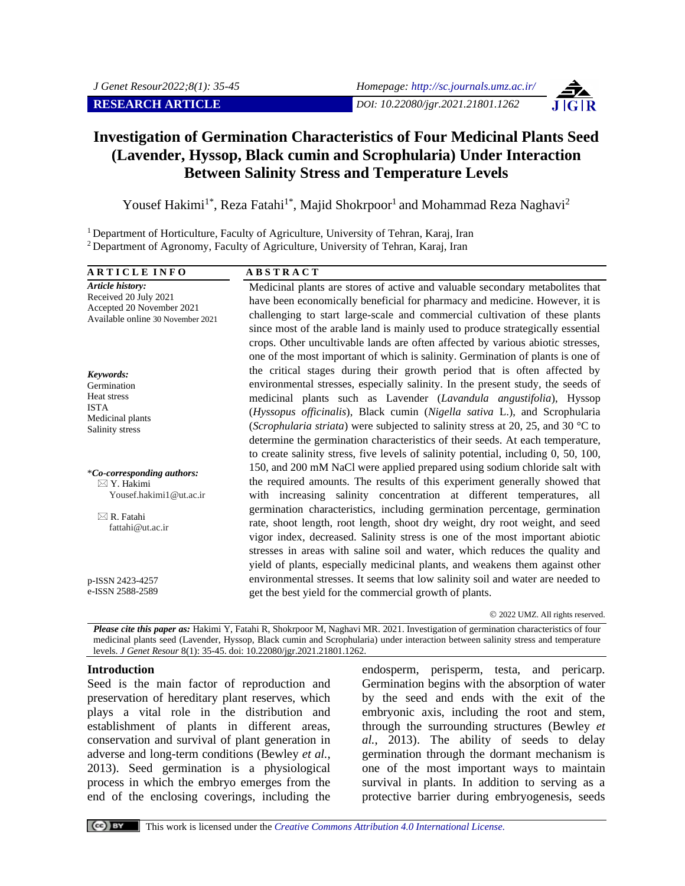RESEARCH ARTICLE

DOI: 10.22080/jgr.2021.21801.1262

# Investigation of Germination Characteristics of Four Medicinal Plants Seed (Lavender, Hyssop, Black cumin and Scrophularia) Under Interaction Between Salinity Stress and Temperature Levels

Yousef Hakimi[1*], Reza Fatahi[1*], Majid Shokrpoor[1] and Mohammad Reza Naghavi[2]

[1] Department of Horticulture, Faculty of Agriculture, University of Tehran, Karaj, Iran
[2] Department of Agronomy, Faculty of Agriculture, University of Tehran, Karaj, Iran

**ARTICLE INFO**

***Article history:***
Received 20 July 2021
Accepted 20 November 2021
Available online 30 November 2021

***Keywords:***
Germination
Heat stress
ISTA
Medicinal plants
Salinity stress

\****Co-corresponding authors:***
Y. Hakimi
Yousef.hakimi1@ut.ac.ir

R. Fatahi
fattahi@ut.ac.ir

p-ISSN 2423-4257
e-ISSN 2588-2589

**ABSTRACT**

Medicinal plants are stores of active and valuable secondary metabolites that have been economically beneficial for pharmacy and medicine. However, it is challenging to start large-scale and commercial cultivation of these plants since most of the arable land is mainly used to produce strategically essential crops. Other uncultivable lands are often affected by various abiotic stresses, one of the most important of which is salinity. Germination of plants is one of the critical stages during their growth period that is often affected by environmental stresses, especially salinity. In the present study, the seeds of medicinal plants such as Lavender (*Lavandula angustifolia*), Hyssop (*Hyssopus officinalis*), Black cumin (*Nigella sativa* L.), and Scrophularia (*Scrophularia striata*) were subjected to salinity stress at 20, 25, and 30 °C to determine the germination characteristics of their seeds. At each temperature, to create salinity stress, five levels of salinity potential, including 0, 50, 100, 150, and 200 mM NaCl were applied prepared using sodium chloride salt with the required amounts. The results of this experiment generally showed that with increasing salinity concentration at different temperatures, all germination characteristics, including germination percentage, germination rate, shoot length, root length, shoot dry weight, dry root weight, and seed vigor index, decreased. Salinity stress is one of the most important abiotic stresses in areas with saline soil and water, which reduces the quality and yield of plants, especially medicinal plants, and weakens them against other environmental stresses. It seems that low salinity soil and water are needed to get the best yield for the commercial growth of plants.

© 2022 UMZ. All rights reserved.

***Please cite this paper as:*** Hakimi Y, Fatahi R, Shokrpoor M, Naghavi MR. 2021. Investigation of germination characteristics of four medicinal plants seed (Lavender, Hyssop, Black cumin and Scrophularia) under interaction between salinity stress and temperature levels. *J Genet Resour* 8(1): 35-45. doi: 10.22080/jgr.2021.21801.1262.

## Introduction

Seed is the main factor of reproduction and preservation of hereditary plant reserves, which plays a vital role in the distribution and establishment of plants in different areas, conservation and survival of plant generation in adverse and long-term conditions (Bewley *et al.*, 2013). Seed germination is a physiological process in which the embryo emerges from the end of the enclosing coverings, including the endosperm, perisperm, testa, and pericarp. Germination begins with the absorption of water by the seed and ends with the exit of the embryonic axis, including the root and stem, through the surrounding structures (Bewley *et al.*, 2013). The ability of seeds to delay germination through the dormant mechanism is one of the most important ways to maintain survival in plants. In addition to serving as a protective barrier during embryogenesis, seeds

This work is licensed under the *Creative Commons Attribution 4.0 International License.*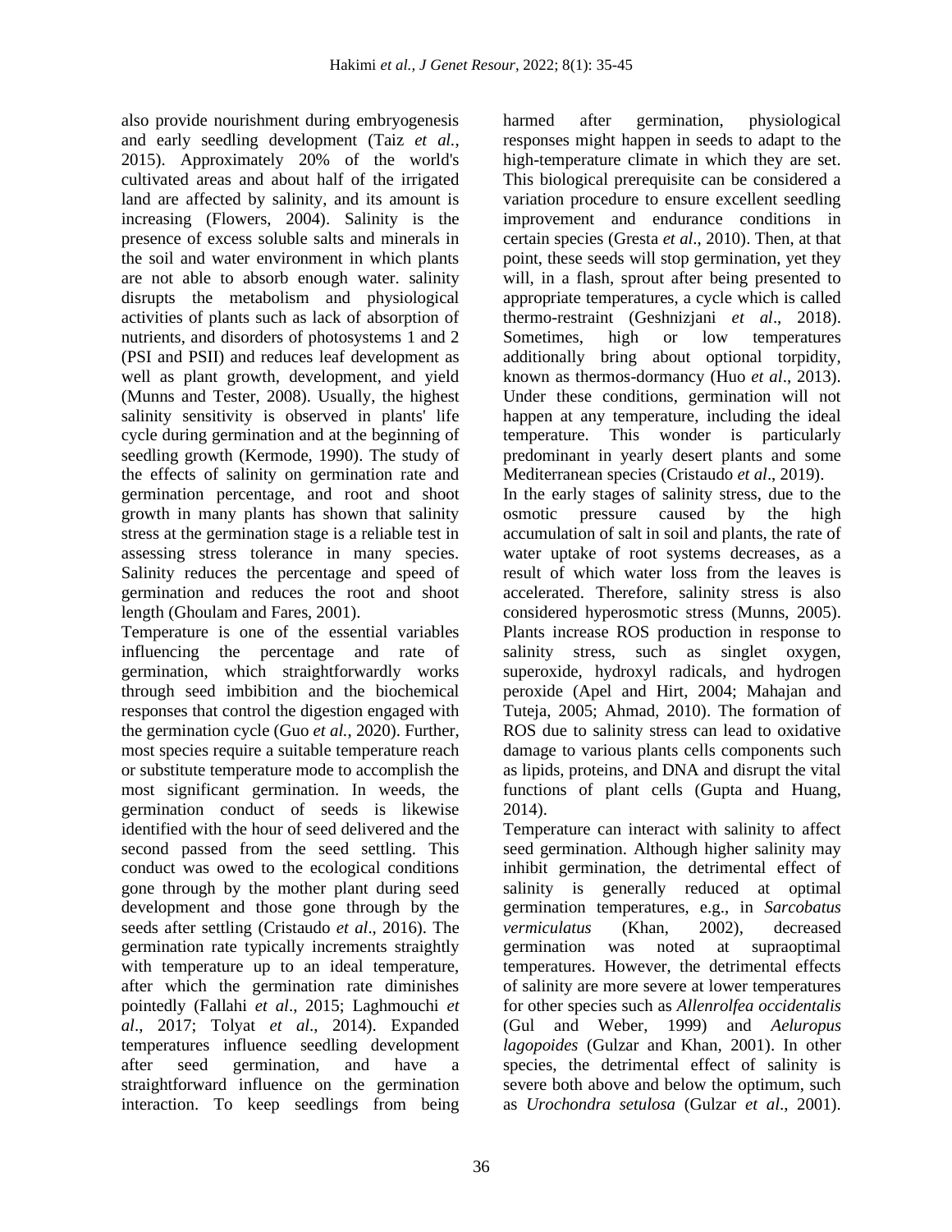also provide nourishment during embryogenesis and early seedling development (Taiz *et al.*, 2015). Approximately 20% of the world's cultivated areas and about half of the irrigated land are affected by salinity, and its amount is increasing (Flowers, 2004). Salinity is the presence of excess soluble salts and minerals in the soil and water environment in which plants are not able to absorb enough water. salinity disrupts the metabolism and physiological activities of plants such as lack of absorption of nutrients, and disorders of photosystems 1 and 2 (PSI and PSII) and reduces leaf development as well as plant growth, development, and yield (Munns and Tester, 2008). Usually, the highest salinity sensitivity is observed in plants' life cycle during germination and at the beginning of seedling growth (Kermode, 1990). The study of the effects of salinity on germination rate and germination percentage, and root and shoot growth in many plants has shown that salinity stress at the germination stage is a reliable test in assessing stress tolerance in many species. Salinity reduces the percentage and speed of germination and reduces the root and shoot length (Ghoulam and Fares, 2001).

Temperature is one of the essential variables influencing the percentage and rate of germination, which straightforwardly works through seed imbibition and the biochemical responses that control the digestion engaged with the germination cycle (Guo *et al.*, 2020). Further, most species require a suitable temperature reach or substitute temperature mode to accomplish the most significant germination. In weeds, the germination conduct of seeds is likewise identified with the hour of seed delivered and the second passed from the seed settling. This conduct was owed to the ecological conditions gone through by the mother plant during seed development and those gone through by the seeds after settling (Cristaudo *et al*., 2016). The germination rate typically increments straightly with temperature up to an ideal temperature, after which the germination rate diminishes pointedly (Fallahi *et al*., 2015; Laghmouchi *et al*., 2017; Tolyat *et al*., 2014). Expanded temperatures influence seedling development after seed germination, and have a straightforward influence on the germination interaction. To keep seedlings from being harmed after germination, physiological responses might happen in seeds to adapt to the high-temperature climate in which they are set. This biological prerequisite can be considered a variation procedure to ensure excellent seedling improvement and endurance conditions in certain species (Gresta *et al*., 2010). Then, at that point, these seeds will stop germination, yet they will, in a flash, sprout after being presented to appropriate temperatures, a cycle which is called thermo-restraint (Geshnizjani *et al*., 2018). Sometimes, high or low temperatures additionally bring about optional torpidity, known as thermos-dormancy (Huo *et al*., 2013). Under these conditions, germination will not happen at any temperature, including the ideal temperature. This wonder is particularly predominant in yearly desert plants and some Mediterranean species (Cristaudo *et al*., 2019).

In the early stages of salinity stress, due to the osmotic pressure caused by the high accumulation of salt in soil and plants, the rate of water uptake of root systems decreases, as a result of which water loss from the leaves is accelerated. Therefore, salinity stress is also considered hyperosmotic stress (Munns, 2005). Plants increase ROS production in response to salinity stress, such as singlet oxygen, superoxide, hydroxyl radicals, and hydrogen peroxide (Apel and Hirt, 2004; Mahajan and Tuteja, 2005; Ahmad, 2010). The formation of ROS due to salinity stress can lead to oxidative damage to various plants cells components such as lipids, proteins, and DNA and disrupt the vital functions of plant cells (Gupta and Huang, 2014).

Temperature can interact with salinity to affect seed germination. Although higher salinity may inhibit germination, the detrimental effect of salinity is generally reduced at optimal germination temperatures, e.g., in *Sarcobatus vermiculatus* (Khan, 2002), decreased germination was noted at supraoptimal temperatures. However, the detrimental effects of salinity are more severe at lower temperatures for other species such as *Allenrolfea occidentalis* (Gul and Weber, 1999) and *Aeluropus lagopoides* (Gulzar and Khan, 2001). In other species, the detrimental effect of salinity is severe both above and below the optimum, such as *Urochondra setulosa* (Gulzar *et al*., 2001).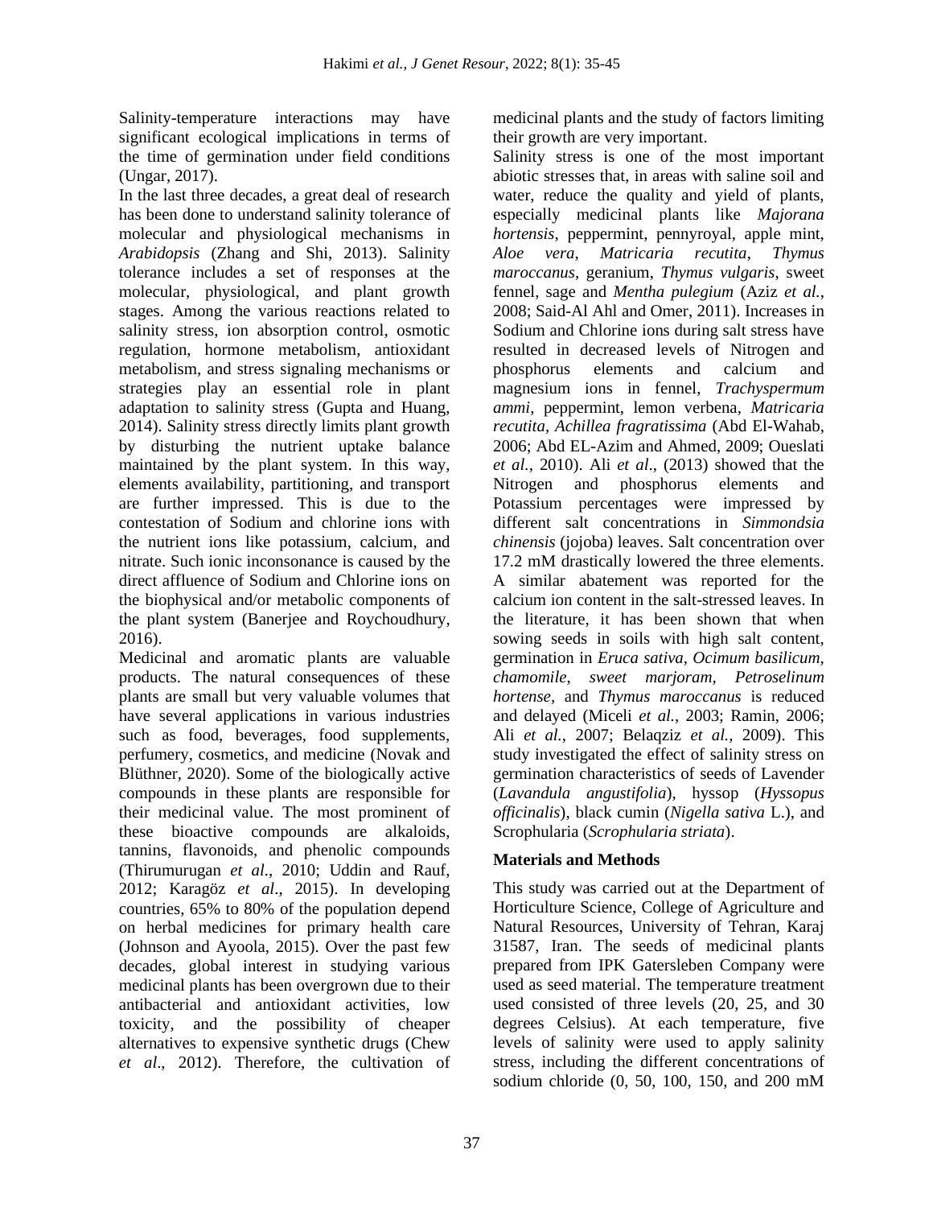Salinity-temperature interactions may have significant ecological implications in terms of the time of germination under field conditions (Ungar, 2017).

In the last three decades, a great deal of research has been done to understand salinity tolerance of molecular and physiological mechanisms in *Arabidopsis* (Zhang and Shi, 2013). Salinity tolerance includes a set of responses at the molecular, physiological, and plant growth stages. Among the various reactions related to salinity stress, ion absorption control, osmotic regulation, hormone metabolism, antioxidant metabolism, and stress signaling mechanisms or strategies play an essential role in plant adaptation to salinity stress (Gupta and Huang, 2014). Salinity stress directly limits plant growth by disturbing the nutrient uptake balance maintained by the plant system. In this way, elements availability, partitioning, and transport are further impressed. This is due to the contestation of Sodium and chlorine ions with the nutrient ions like potassium, calcium, and nitrate. Such ionic inconsonance is caused by the direct affluence of Sodium and Chlorine ions on the biophysical and/or metabolic components of the plant system (Banerjee and Roychoudhury, 2016).

Medicinal and aromatic plants are valuable products. The natural consequences of these plants are small but very valuable volumes that have several applications in various industries such as food, beverages, food supplements, perfumery, cosmetics, and medicine (Novak and Blüthner, 2020). Some of the biologically active compounds in these plants are responsible for their medicinal value. The most prominent of these bioactive compounds are alkaloids, tannins, flavonoids, and phenolic compounds (Thirumurugan *et al*., 2010; Uddin and Rauf, 2012; Karagöz *et al*., 2015). In developing countries, 65% to 80% of the population depend on herbal medicines for primary health care (Johnson and Ayoola, 2015). Over the past few decades, global interest in studying various medicinal plants has been overgrown due to their antibacterial and antioxidant activities, low toxicity, and the possibility of cheaper alternatives to expensive synthetic drugs (Chew *et al*., 2012). Therefore, the cultivation of medicinal plants and the study of factors limiting their growth are very important.

Salinity stress is one of the most important abiotic stresses that, in areas with saline soil and water, reduce the quality and yield of plants, especially medicinal plants like *Majorana hortensis*, peppermint, pennyroyal, apple mint, *Aloe vera*, *Matricaria recutita*, *Thymus maroccanus*, geranium, *Thymus vulgaris*, sweet fennel, sage and *Mentha pulegium* (Aziz *et al.*, 2008; Said-Al Ahl and Omer, 2011). Increases in Sodium and Chlorine ions during salt stress have resulted in decreased levels of Nitrogen and phosphorus elements and calcium and magnesium ions in fennel, *Trachyspermum ammi*, peppermint, lemon verbena, *Matricaria recutita*, *Achillea fragratissima* (Abd El-Wahab, 2006; Abd EL-Azim and Ahmed, 2009; Oueslati *et al.*, 2010). Ali *et al*., (2013) showed that the Nitrogen and phosphorus elements and Potassium percentages were impressed by different salt concentrations in *Simmondsia chinensis* (jojoba) leaves. Salt concentration over 17.2 mM drastically lowered the three elements. A similar abatement was reported for the calcium ion content in the salt-stressed leaves. In the literature, it has been shown that when sowing seeds in soils with high salt content, germination in *Eruca sativa*, *Ocimum basilicum*, *chamomile*, *sweet marjoram*, *Petroselinum hortense*, and *Thymus maroccanus* is reduced and delayed (Miceli *et al.*, 2003; Ramin, 2006; Ali *et al.*, 2007; Belaqziz *et al.*, 2009). This study investigated the effect of salinity stress on germination characteristics of seeds of Lavender (*Lavandula angustifolia*), hyssop (*Hyssopus officinalis*), black cumin (*Nigella sativa* L.), and Scrophularia (*Scrophularia striata*).

## Materials and Methods

This study was carried out at the Department of Horticulture Science, College of Agriculture and Natural Resources, University of Tehran, Karaj 31587, Iran. The seeds of medicinal plants prepared from IPK Gatersleben Company were used as seed material. The temperature treatment used consisted of three levels (20, 25, and 30 degrees Celsius). At each temperature, five levels of salinity were used to apply salinity stress, including the different concentrations of sodium chloride (0, 50, 100, 150, and 200 mM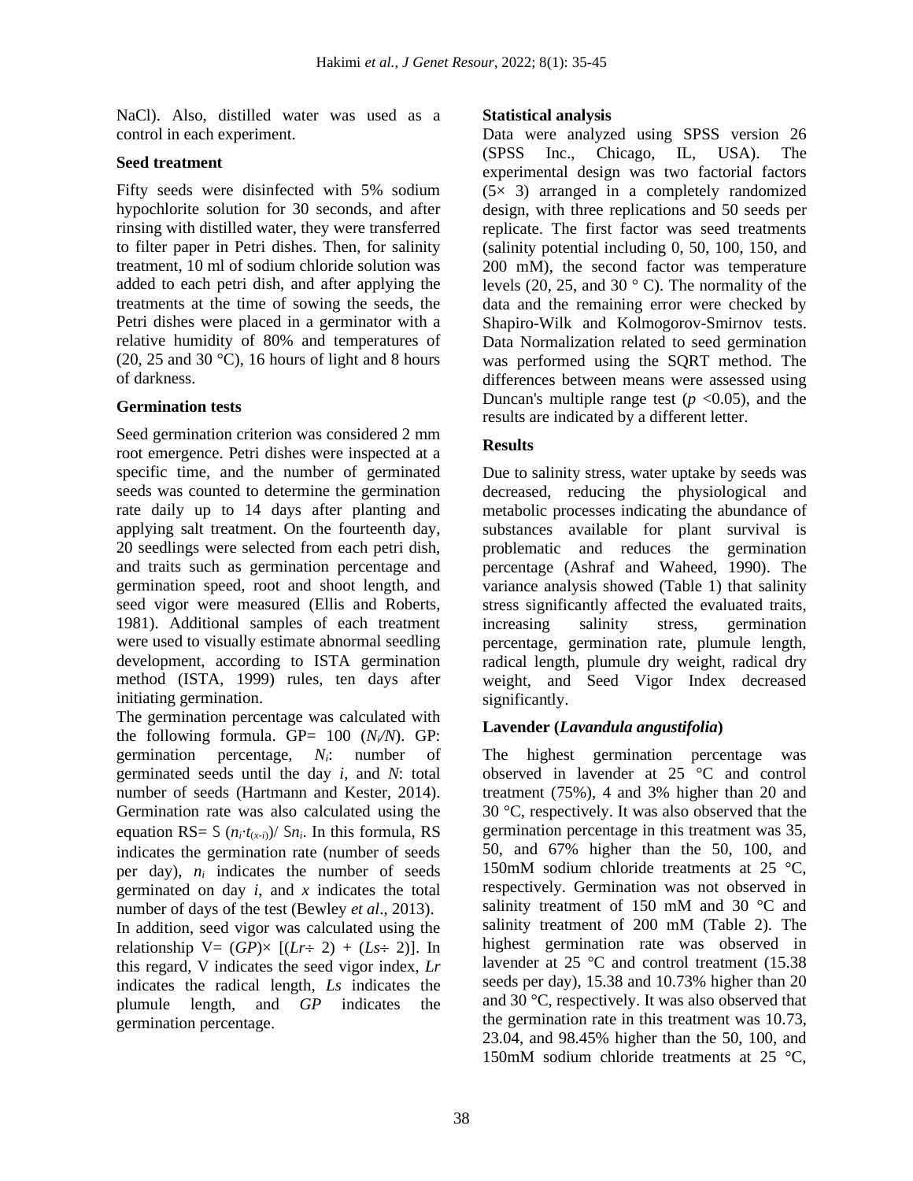NaCl). Also, distilled water was used as a control in each experiment.

### Seed treatment

Fifty seeds were disinfected with 5% sodium hypochlorite solution for 30 seconds, and after rinsing with distilled water, they were transferred to filter paper in Petri dishes. Then, for salinity treatment, 10 ml of sodium chloride solution was added to each petri dish, and after applying the treatments at the time of sowing the seeds, the Petri dishes were placed in a germinator with a relative humidity of 80% and temperatures of (20, 25 and 30 °C), 16 hours of light and 8 hours of darkness.

### Germination tests

Seed germination criterion was considered 2 mm root emergence. Petri dishes were inspected at a specific time, and the number of germinated seeds was counted to determine the germination rate daily up to 14 days after planting and applying salt treatment. On the fourteenth day, 20 seedlings were selected from each petri dish, and traits such as germination percentage and germination speed, root and shoot length, and seed vigor were measured (Ellis and Roberts, 1981). Additional samples of each treatment were used to visually estimate abnormal seedling development, according to ISTA germination method (ISTA, 1999) rules, ten days after initiating germination.

The germination percentage was calculated with the following formula. GP= 100 ($N_i/N$). GP: germination percentage, $N_i$: number of germinated seeds until the day $i$, and $N$: total number of seeds (Hartmann and Kester, 2014). Germination rate was also calculated using the equation RS= $\Sigma (n_i \cdot t_{(x-i)}) / \Sigma n_i$. In this formula, RS indicates the germination rate (number of seeds per day), $n_i$ indicates the number of seeds germinated on day $i$, and $x$ indicates the total number of days of the test (Bewley *et al*., 2013).

In addition, seed vigor was calculated using the relationship V= $(GP) \times [(Lr \div 2) + (Ls \div 2)]$. In this regard, V indicates the seed vigor index, $Lr$ indicates the radical length, $Ls$ indicates the plumule length, and $GP$ indicates the germination percentage.

### Statistical analysis

Data were analyzed using SPSS version 26 (SPSS Inc., Chicago, IL, USA). The experimental design was two factorial factors (5× 3) arranged in a completely randomized design, with three replications and 50 seeds per replicate. The first factor was seed treatments (salinity potential including 0, 50, 100, 150, and 200 mM), the second factor was temperature levels (20, 25, and 30 ° C). The normality of the data and the remaining error were checked by Shapiro-Wilk and Kolmogorov-Smirnov tests. Data Normalization related to seed germination was performed using the SQRT method. The differences between means were assessed using Duncan's multiple range test ($p$ <0.05), and the results are indicated by a different letter.

## Results

Due to salinity stress, water uptake by seeds was decreased, reducing the physiological and metabolic processes indicating the abundance of substances available for plant survival is problematic and reduces the germination percentage (Ashraf and Waheed, 1990). The variance analysis showed (Table 1) that salinity stress significantly affected the evaluated traits, increasing salinity stress, germination percentage, germination rate, plumule length, radical length, plumule dry weight, radical dry weight, and Seed Vigor Index decreased significantly.

### Lavender (*Lavandula angustifolia*)

The highest germination percentage was observed in lavender at 25 °C and control treatment (75%), 4 and 3% higher than 20 and 30 °C, respectively. It was also observed that the germination percentage in this treatment was 35, 50, and 67% higher than the 50, 100, and 150mM sodium chloride treatments at 25 °C, respectively. Germination was not observed in salinity treatment of 150 mM and 30 °C and salinity treatment of 200 mM (Table 2). The highest germination rate was observed in lavender at 25 °C and control treatment (15.38 seeds per day), 15.38 and 10.73% higher than 20 and 30 °C, respectively. It was also observed that the germination rate in this treatment was 10.73, 23.04, and 98.45% higher than the 50, 100, and 150mM sodium chloride treatments at 25 °C,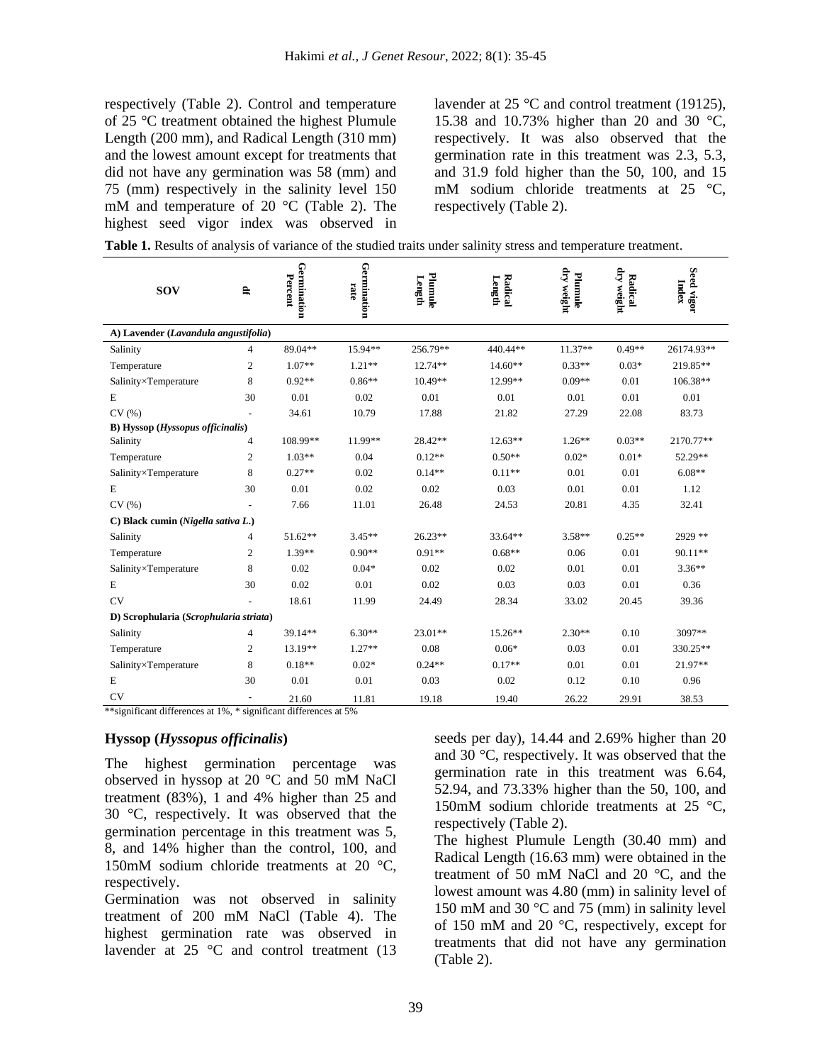respectively (Table 2). Control and temperature of 25 °C treatment obtained the highest Plumule Length (200 mm), and Radical Length (310 mm) and the lowest amount except for treatments that did not have any germination was 58 (mm) and 75 (mm) respectively in the salinity level 150 mM and temperature of 20 °C (Table 2). The highest seed vigor index was observed in lavender at 25 °C and control treatment (19125), 15.38 and 10.73% higher than 20 and 30 °C, respectively. It was also observed that the germination rate in this treatment was 2.3, 5.3, and 31.9 fold higher than the 50, 100, and 15 mM sodium chloride treatments at 25 °C, respectively (Table 2).

**Table 1.** Results of analysis of variance of the studied traits under salinity stress and temperature treatment.

| SOV | df | Germination Percent | Germination rate | Plumule Length | Radical Length | Plumule dry weight | Radical dry weight | Seed vigor Index |
|---|---|---|---|---|---|---|---|---|
| **A) Lavender (*Lavandula angustifolia*)** | | | | | | | | |
| Salinity | 4 | 89.04** | 15.94** | 256.79** | 440.44** | 11.37** | 0.49** | 26174.93** |
| Temperature | 2 | 1.07** | 1.21** | 12.74** | 14.60** | 0.33** | 0.03* | 219.85** |
| Salinity×Temperature | 8 | 0.92** | 0.86** | 10.49** | 12.99** | 0.09** | 0.01 | 106.38** |
| E | 30 | 0.01 | 0.02 | 0.01 | 0.01 | 0.01 | 0.01 | 0.01 |
| CV (%) | - | 34.61 | 10.79 | 17.88 | 21.82 | 27.29 | 22.08 | 83.73 |
| **B) Hyssop (*Hyssopus officinalis*)** | | | | | | | | |
| Salinity | 4 | 108.99** | 11.99** | 28.42** | 12.63** | 1.26** | 0.03** | 2170.77** |
| Temperature | 2 | 1.03** | 0.04 | 0.12** | 0.50** | 0.02* | 0.01* | 52.29** |
| Salinity×Temperature | 8 | 0.27** | 0.02 | 0.14** | 0.11** | 0.01 | 0.01 | 6.08** |
| E | 30 | 0.01 | 0.02 | 0.02 | 0.03 | 0.01 | 0.01 | 1.12 |
| CV (%) | - | 7.66 | 11.01 | 26.48 | 24.53 | 20.81 | 4.35 | 32.41 |
| **C) Black cumin (*Nigella sativa L.*)** | | | | | | | | |
| Salinity | 4 | 51.62** | 3.45** | 26.23** | 33.64** | 3.58** | 0.25** | 2929 ** |
| Temperature | 2 | 1.39** | 0.90** | 0.91** | 0.68** | 0.06 | 0.01 | 90.11** |
| Salinity×Temperature | 8 | 0.02 | 0.04* | 0.02 | 0.02 | 0.01 | 0.01 | 3.36** |
| E | 30 | 0.02 | 0.01 | 0.02 | 0.03 | 0.03 | 0.01 | 0.36 |
| CV | - | 18.61 | 11.99 | 24.49 | 28.34 | 33.02 | 20.45 | 39.36 |
| **D) Scrophularia (*Scrophularia striata*)** | | | | | | | | |
| Salinity | 4 | 39.14** | 6.30** | 23.01** | 15.26** | 2.30** | 0.10 | 3097** |
| Temperature | 2 | 13.19** | 1.27** | 0.08 | 0.06* | 0.03 | 0.01 | 330.25** |
| Salinity×Temperature | 8 | 0.18** | 0.02* | 0.24** | 0.17** | 0.01 | 0.01 | 21.97** |
| E | 30 | 0.01 | 0.01 | 0.03 | 0.02 | 0.12 | 0.10 | 0.96 |
| CV | - | 21.60 | 11.81 | 19.18 | 19.40 | 26.22 | 29.91 | 38.53 |

**significant differences at 1%, * significant differences at 5%

### Hyssop (*Hyssopus officinalis*)

The highest germination percentage was observed in hyssop at 20 °C and 50 mM NaCl treatment (83%), 1 and 4% higher than 25 and 30 °C, respectively. It was observed that the germination percentage in this treatment was 5, 8, and 14% higher than the control, 100, and 150mM sodium chloride treatments at 20 °C, respectively.

Germination was not observed in salinity treatment of 200 mM NaCl (Table 4). The highest germination rate was observed in lavender at 25 °C and control treatment (13 seeds per day), 14.44 and 2.69% higher than 20 and 30 °C, respectively. It was observed that the germination rate in this treatment was 6.64, 52.94, and 73.33% higher than the 50, 100, and 150mM sodium chloride treatments at 25 °C, respectively (Table 2).

The highest Plumule Length (30.40 mm) and Radical Length (16.63 mm) were obtained in the treatment of 50 mM NaCl and 20 °C, and the lowest amount was 4.80 (mm) in salinity level of 150 mM and 30 °C and 75 (mm) in salinity level of 150 mM and 20 °C, respectively, except for treatments that did not have any germination (Table 2).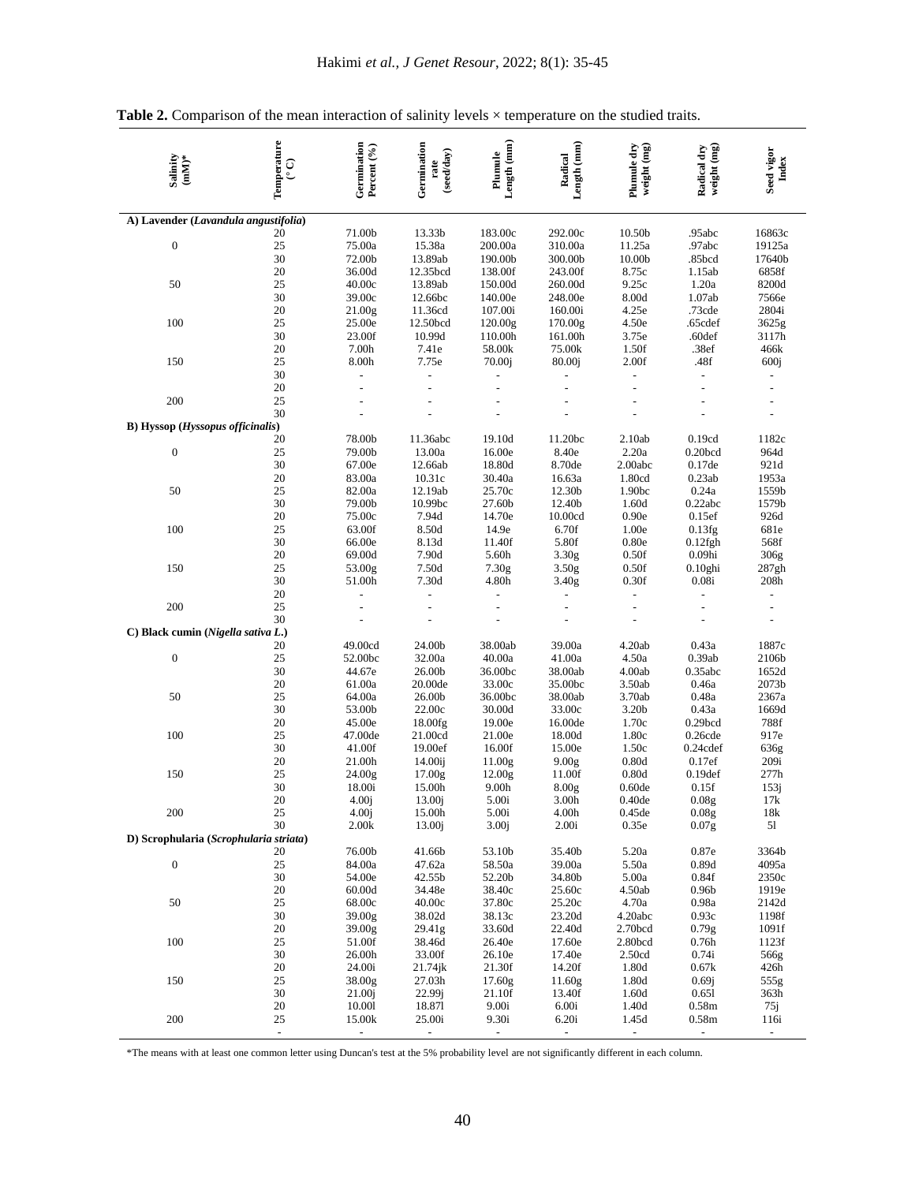**Table 2.** Comparison of the mean interaction of salinity levels × temperature on the studied traits.

| Salinity (mM)* | Temperature (° C) | Germination Percent (%) | Germination rate (seed/day) | Plumule Length (mm) | Radical Length (mm) | Plumule dry weight (mg) | Radical dry weight (mg) | Seed vigor Index |
|---|---|---|---|---|---|---|---|---|
| **A) Lavender (*Lavandula angustifolia*)** | | | | | | | | |
| 0 | 20 | 71.00b | 13.33b | 183.00c | 292.00c | 10.50b | .95abc | 16863c |
| | 25 | 75.00a | 15.38a | 200.00a | 310.00a | 11.25a | .97abc | 19125a |
| | 30 | 72.00b | 13.89ab | 190.00b | 300.00b | 10.00b | .85bcd | 17640b |
| 50 | 20 | 36.00d | 12.35bcd | 138.00f | 243.00f | 8.75c | 1.15ab | 6858f |
| | 25 | 40.00c | 13.89ab | 150.00d | 260.00d | 9.25c | 1.20a | 8200d |
| | 30 | 39.00c | 12.66bc | 140.00e | 248.00e | 8.00d | 1.07ab | 7566e |
| 100 | 20 | 21.00g | 11.36cd | 107.00i | 160.00i | 4.25e | .73cde | 2804i |
| | 25 | 25.00e | 12.50bcd | 120.00g | 170.00g | 4.50e | .65cdef | 3625g |
| | 30 | 23.00f | 10.99d | 110.00h | 161.00h | 3.75e | .60def | 3117h |
| 150 | 20 | 7.00h | 7.41e | 58.00k | 75.00k | 1.50f | .38ef | 466k |
| | 25 | 8.00h | 7.75e | 70.00j | 80.00j | 2.00f | .48f | 600j |
| | 30 | - | - | - | - | - | - | - |
| 200 | 20 | - | - | - | - | - | - | - |
| | 25 | - | - | - | - | - | - | - |
| | 30 | - | - | - | - | - | - | - |
| **B) Hyssop (*Hyssopus officinalis*)** | | | | | | | | |
| 0 | 20 | 78.00b | 11.36abc | 19.10d | 11.20bc | 2.10ab | 0.19cd | 1182c |
| | 25 | 79.00b | 13.00a | 16.00e | 8.40e | 2.20a | 0.20bcd | 964d |
| | 30 | 67.00e | 12.66ab | 18.80d | 8.70de | 2.00abc | 0.17de | 921d |
| 50 | 20 | 83.00a | 10.31c | 30.40a | 16.63a | 1.80cd | 0.23ab | 1953a |
| | 25 | 82.00a | 12.19ab | 25.70c | 12.30b | 1.90bc | 0.24a | 1559b |
| | 30 | 79.00b | 10.99bc | 27.60b | 12.40b | 1.60d | 0.22abc | 1579b |
| 100 | 20 | 75.00c | 7.94d | 14.70e | 10.00cd | 0.90e | 0.15ef | 926d |
| | 25 | 63.00f | 8.50d | 14.9e | 6.70f | 1.00e | 0.13fg | 681e |
| | 30 | 66.00e | 8.13d | 11.40f | 5.80f | 0.80e | 0.12fgh | 568f |
| 150 | 20 | 69.00d | 7.90d | 5.60h | 3.30g | 0.50f | 0.09hi | 306g |
| | 25 | 53.00g | 7.50d | 7.30g | 3.50g | 0.50f | 0.10ghi | 287gh |
| | 30 | 51.00h | 7.30d | 4.80h | 3.40g | 0.30f | 0.08i | 208h |
| 200 | 20 | - | - | - | - | - | - | - |
| | 25 | - | - | - | - | - | - | - |
| | 30 | - | - | - | - | - | - | - |
| **C) Black cumin (*Nigella sativa L.*)** | | | | | | | | |
| 0 | 20 | 49.00cd | 24.00b | 38.00ab | 39.00a | 4.20ab | 0.43a | 1887c |
| | 25 | 52.00bc | 32.00a | 40.00a | 41.00a | 4.50a | 0.39ab | 2106b |
| | 30 | 44.67e | 26.00b | 36.00bc | 38.00ab | 4.00ab | 0.35abc | 1652d |
| 50 | 20 | 61.00a | 20.00de | 33.00c | 35.00bc | 3.50ab | 0.46a | 2073b |
| | 25 | 64.00a | 26.00b | 36.00bc | 38.00ab | 3.70ab | 0.48a | 2367a |
| | 30 | 53.00b | 22.00c | 30.00d | 33.00c | 3.20b | 0.43a | 1669d |
| 100 | 20 | 45.00e | 18.00fg | 19.00e | 16.00de | 1.70c | 0.29bcd | 788f |
| | 25 | 47.00de | 21.00cd | 21.00e | 18.00d | 1.80c | 0.26cde | 917e |
| | 30 | 41.00f | 19.00ef | 16.00f | 15.00e | 1.50c | 0.24cdef | 636g |
| 150 | 20 | 21.00h | 14.00ij | 11.00g | 9.00g | 0.80d | 0.17ef | 209i |
| | 25 | 24.00g | 17.00g | 12.00g | 11.00f | 0.80d | 0.19def | 277h |
| | 30 | 18.00i | 15.00h | 9.00h | 8.00g | 0.60de | 0.15f | 153j |
| 200 | 20 | 4.00j | 13.00j | 5.00i | 3.00h | 0.40de | 0.08g | 17k |
| | 25 | 4.00j | 15.00h | 5.00i | 4.00h | 0.45de | 0.08g | 18k |
| | 30 | 2.00k | 13.00j | 3.00j | 2.00i | 0.35e | 0.07g | 5l |
| **D) Scrophularia (*Scrophularia striata*)** | | | | | | | | |
| 0 | 20 | 76.00b | 41.66b | 53.10b | 35.40b | 5.20a | 0.87e | 3364b |
| | 25 | 84.00a | 47.62a | 58.50a | 39.00a | 5.50a | 0.89d | 4095a |
| | 30 | 54.00e | 42.55b | 52.20b | 34.80b | 5.00a | 0.84f | 2350c |
| 50 | 20 | 60.00d | 34.48e | 38.40c | 25.60c | 4.50ab | 0.96b | 1919e |
| | 25 | 68.00c | 40.00c | 37.80c | 25.20c | 4.70a | 0.98a | 2142d |
| | 30 | 39.00g | 38.02d | 38.13c | 23.20d | 4.20abc | 0.93c | 1198f |
| 100 | 20 | 39.00g | 29.41g | 33.60d | 22.40d | 2.70bcd | 0.79g | 1091f |
| | 25 | 51.00f | 38.46d | 26.40e | 17.60e | 2.80bcd | 0.76h | 1123f |
| | 30 | 26.00h | 33.00f | 26.10e | 17.40e | 2.50cd | 0.74i | 566g |
| 150 | 20 | 24.00i | 21.74jk | 21.30f | 14.20f | 1.80d | 0.67k | 426h |
| | 25 | 38.00g | 27.03h | 17.60g | 11.60g | 1.80d | 0.69j | 555g |
| | 30 | 21.00j | 22.99j | 21.10f | 13.40f | 1.60d | 0.65l | 363h |
| 200 | 20 | 10.00l | 18.87l | 9.00i | 6.00i | 1.40d | 0.58m | 75j |
| | 25 | 15.00k | 25.00i | 9.30i | 6.20i | 1.45d | 0.58m | 116i |
| | - | - | - | - | - | - | - | - |

*The means with at least one common letter using Duncan's test at the 5% probability level are not significantly different in each column.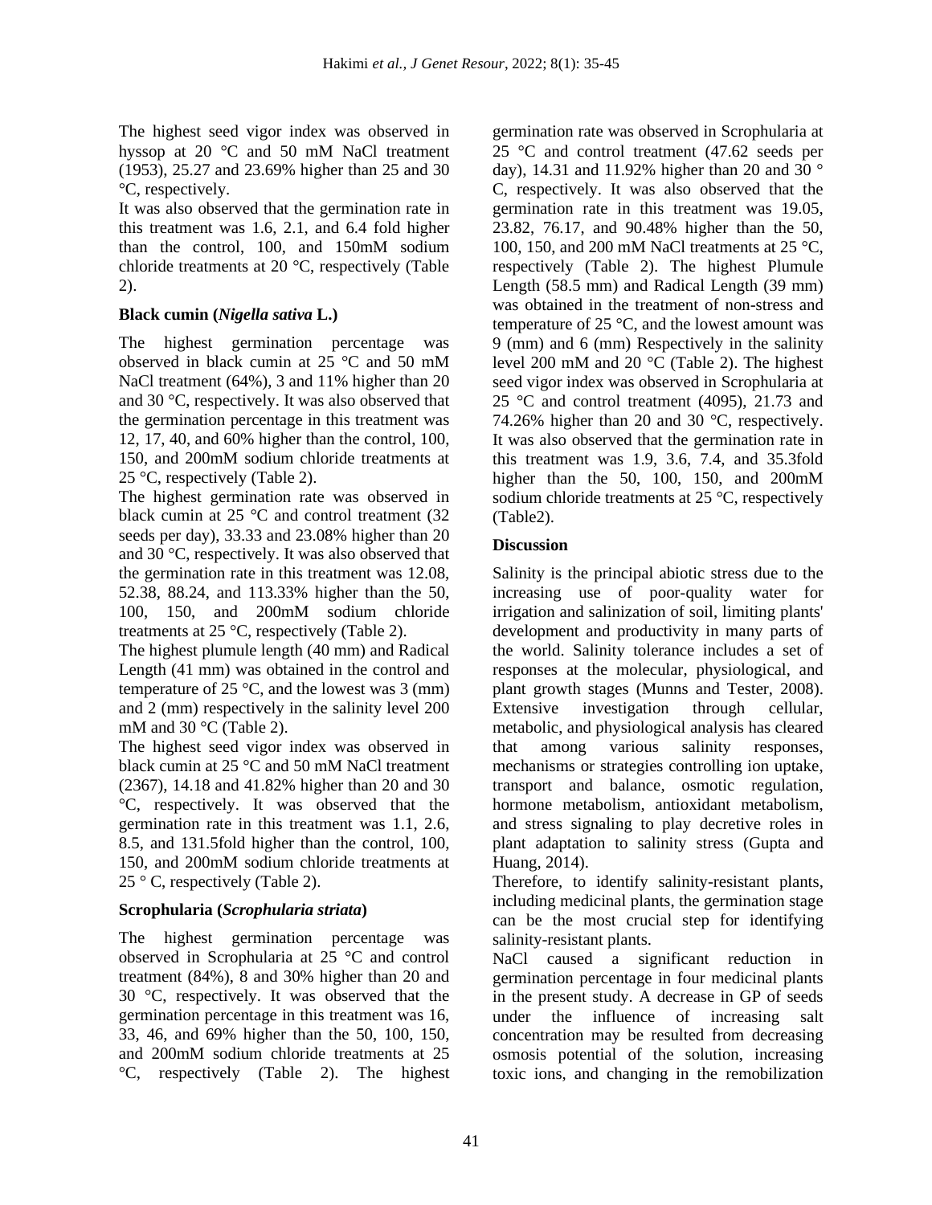The highest seed vigor index was observed in hyssop at 20 °C and 50 mM NaCl treatment (1953), 25.27 and 23.69% higher than 25 and 30 °C, respectively.

It was also observed that the germination rate in this treatment was 1.6, 2.1, and 6.4 fold higher than the control, 100, and 150mM sodium chloride treatments at 20 °C, respectively (Table 2).

### Black cumin (*Nigella sativa* L.)

The highest germination percentage was observed in black cumin at 25 °C and 50 mM NaCl treatment (64%), 3 and 11% higher than 20 and 30 °C, respectively. It was also observed that the germination percentage in this treatment was 12, 17, 40, and 60% higher than the control, 100, 150, and 200mM sodium chloride treatments at 25 °C, respectively (Table 2).

The highest germination rate was observed in black cumin at 25 °C and control treatment (32 seeds per day), 33.33 and 23.08% higher than 20 and 30 °C, respectively. It was also observed that the germination rate in this treatment was 12.08, 52.38, 88.24, and 113.33% higher than the 50, 100, 150, and 200mM sodium chloride treatments at 25 °C, respectively (Table 2).

The highest plumule length (40 mm) and Radical Length (41 mm) was obtained in the control and temperature of 25 °C, and the lowest was 3 (mm) and 2 (mm) respectively in the salinity level 200 mM and 30 °C (Table 2).

The highest seed vigor index was observed in black cumin at 25 °C and 50 mM NaCl treatment (2367), 14.18 and 41.82% higher than 20 and 30 °C, respectively. It was observed that the germination rate in this treatment was 1.1, 2.6, 8.5, and 131.5fold higher than the control, 100, 150, and 200mM sodium chloride treatments at 25 ° C, respectively (Table 2).

### Scrophularia (*Scrophularia striata*)

The highest germination percentage was observed in Scrophularia at 25 °C and control treatment (84%), 8 and 30% higher than 20 and 30 °C, respectively. It was observed that the germination percentage in this treatment was 16, 33, 46, and 69% higher than the 50, 100, 150, and 200mM sodium chloride treatments at 25 °C, respectively (Table 2). The highest germination rate was observed in Scrophularia at 25 °C and control treatment (47.62 seeds per day), 14.31 and 11.92% higher than 20 and 30 ° C, respectively. It was also observed that the germination rate in this treatment was 19.05, 23.82, 76.17, and 90.48% higher than the 50, 100, 150, and 200 mM NaCl treatments at 25 °C, respectively (Table 2). The highest Plumule Length (58.5 mm) and Radical Length (39 mm) was obtained in the treatment of non-stress and temperature of 25 °C, and the lowest amount was 9 (mm) and 6 (mm) Respectively in the salinity level 200 mM and 20 °C (Table 2). The highest seed vigor index was observed in Scrophularia at 25 °C and control treatment (4095), 21.73 and 74.26% higher than 20 and 30 °C, respectively. It was also observed that the germination rate in this treatment was 1.9, 3.6, 7.4, and 35.3fold higher than the 50, 100, 150, and 200mM sodium chloride treatments at 25 °C, respectively (Table2).

## Discussion

Salinity is the principal abiotic stress due to the increasing use of poor-quality water for irrigation and salinization of soil, limiting plants' development and productivity in many parts of the world. Salinity tolerance includes a set of responses at the molecular, physiological, and plant growth stages (Munns and Tester, 2008). Extensive investigation through cellular, metabolic, and physiological analysis has cleared that among various salinity responses, mechanisms or strategies controlling ion uptake, transport and balance, osmotic regulation, hormone metabolism, antioxidant metabolism, and stress signaling to play decretive roles in plant adaptation to salinity stress (Gupta and Huang, 2014).

Therefore, to identify salinity-resistant plants, including medicinal plants, the germination stage can be the most crucial step for identifying salinity-resistant plants.

NaCl caused a significant reduction in germination percentage in four medicinal plants in the present study. A decrease in GP of seeds under the influence of increasing salt concentration may be resulted from decreasing osmosis potential of the solution, increasing toxic ions, and changing in the remobilization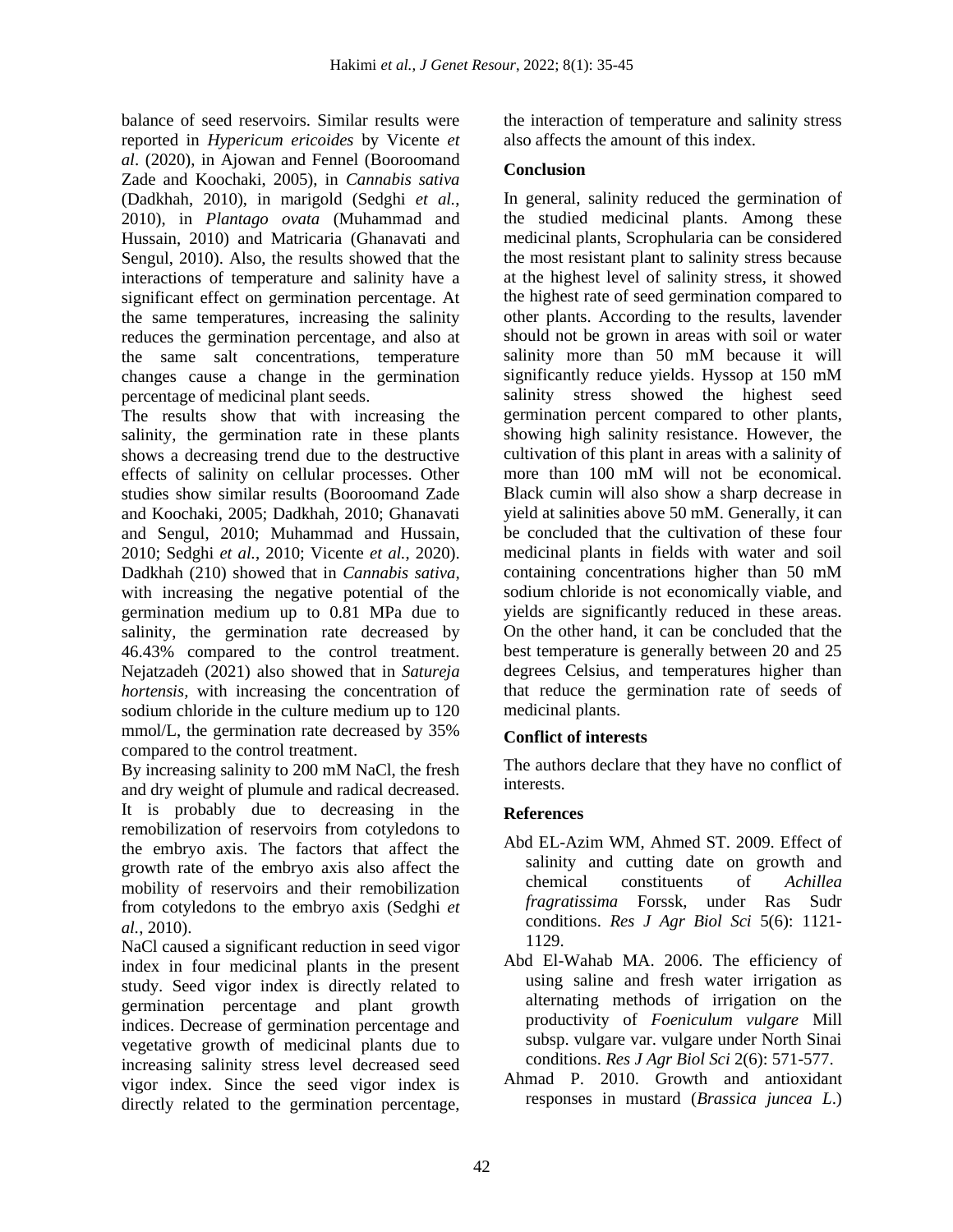balance of seed reservoirs. Similar results were reported in *Hypericum ericoides* by Vicente *et al*. (2020), in Ajowan and Fennel (Booroomand Zade and Koochaki, 2005), in *Cannabis sativa* (Dadkhah, 2010), in marigold (Sedghi *et al.*, 2010), in *Plantago ovata* (Muhammad and Hussain, 2010) and Matricaria (Ghanavati and Sengul, 2010). Also, the results showed that the interactions of temperature and salinity have a significant effect on germination percentage. At the same temperatures, increasing the salinity reduces the germination percentage, and also at the same salt concentrations, temperature changes cause a change in the germination percentage of medicinal plant seeds.

The results show that with increasing the salinity, the germination rate in these plants shows a decreasing trend due to the destructive effects of salinity on cellular processes. Other studies show similar results (Booroomand Zade and Koochaki, 2005; Dadkhah, 2010; Ghanavati and Sengul, 2010; Muhammad and Hussain, 2010; Sedghi *et al.*, 2010; Vicente *et al.*, 2020). Dadkhah (210) showed that in *Cannabis sativa,* with increasing the negative potential of the germination medium up to 0.81 MPa due to salinity, the germination rate decreased by 46.43% compared to the control treatment. Nejatzadeh (2021) also showed that in *Satureja hortensis,* with increasing the concentration of sodium chloride in the culture medium up to 120 mmol/L, the germination rate decreased by 35% compared to the control treatment.

By increasing salinity to 200 mM NaCl, the fresh and dry weight of plumule and radical decreased. It is probably due to decreasing in the remobilization of reservoirs from cotyledons to the embryo axis. The factors that affect the growth rate of the embryo axis also affect the mobility of reservoirs and their remobilization from cotyledons to the embryo axis (Sedghi *et al.*, 2010).

NaCl caused a significant reduction in seed vigor index in four medicinal plants in the present study. Seed vigor index is directly related to germination percentage and plant growth indices. Decrease of germination percentage and vegetative growth of medicinal plants due to increasing salinity stress level decreased seed vigor index. Since the seed vigor index is directly related to the germination percentage, the interaction of temperature and salinity stress also affects the amount of this index.

## Conclusion

In general, salinity reduced the germination of the studied medicinal plants. Among these medicinal plants, Scrophularia can be considered the most resistant plant to salinity stress because at the highest level of salinity stress, it showed the highest rate of seed germination compared to other plants. According to the results, lavender should not be grown in areas with soil or water salinity more than 50 mM because it will significantly reduce yields. Hyssop at 150 mM salinity stress showed the highest seed germination percent compared to other plants, showing high salinity resistance. However, the cultivation of this plant in areas with a salinity of more than 100 mM will not be economical. Black cumin will also show a sharp decrease in yield at salinities above 50 mM. Generally, it can be concluded that the cultivation of these four medicinal plants in fields with water and soil containing concentrations higher than 50 mM sodium chloride is not economically viable, and yields are significantly reduced in these areas. On the other hand, it can be concluded that the best temperature is generally between 20 and 25 degrees Celsius, and temperatures higher than that reduce the germination rate of seeds of medicinal plants.

## Conflict of interests

The authors declare that they have no conflict of interests.

## References

- Abd EL-Azim WM, Ahmed ST. 2009. Effect of salinity and cutting date on growth and chemical constituents of *Achillea fragratissima* Forssk, under Ras Sudr conditions. *Res J Agr Biol Sci* 5(6): 1121-1129.
- Abd El-Wahab MA. 2006. The efficiency of using saline and fresh water irrigation as alternating methods of irrigation on the productivity of *Foeniculum vulgare* Mill subsp. vulgare var. vulgare under North Sinai conditions. *Res J Agr Biol Sci* 2(6): 571-577.
- Ahmad P. 2010. Growth and antioxidant responses in mustard (*Brassica juncea L.*)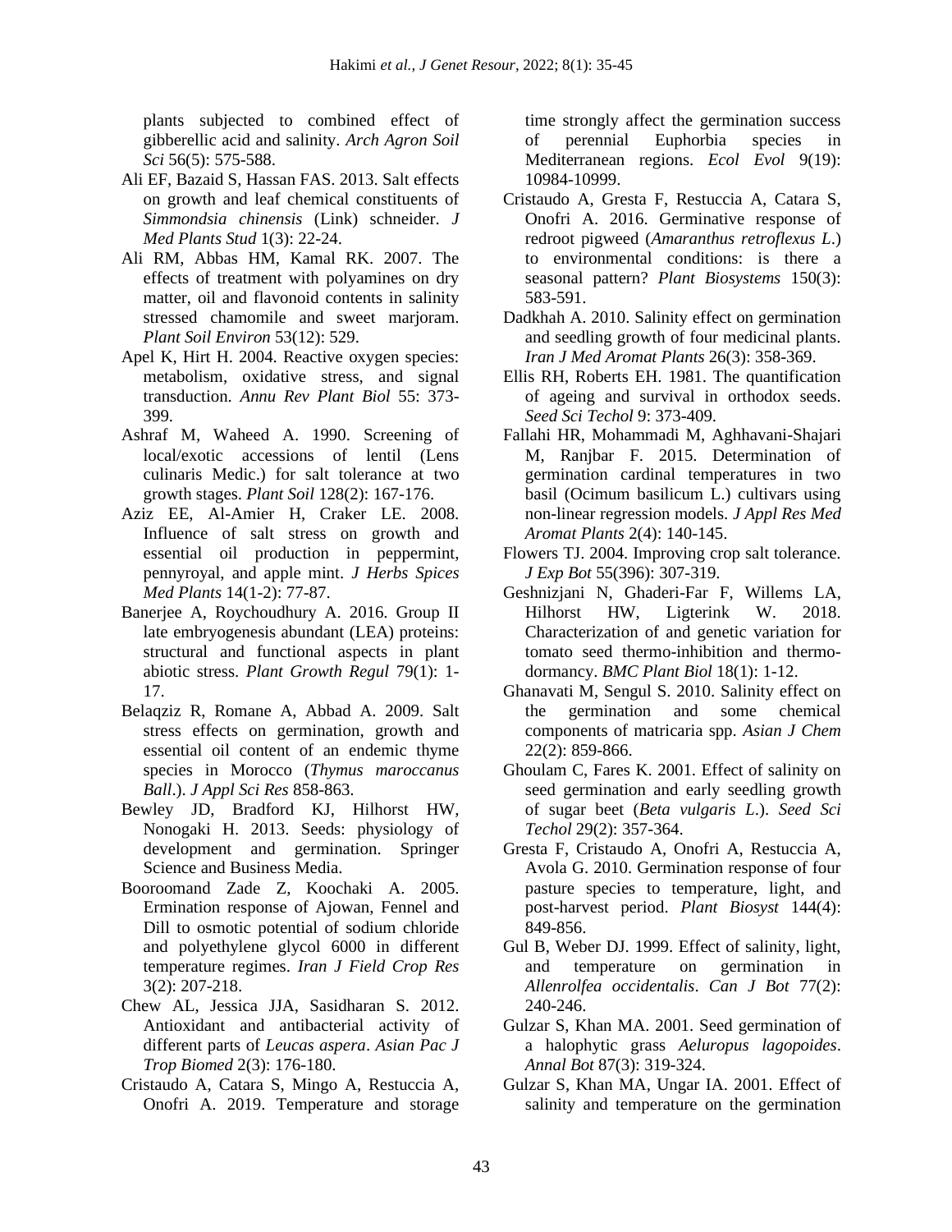plants subjected to combined effect of gibberellic acid and salinity. *Arch Agron Soil Sci* 56(5): 575-588.

Ali EF, Bazaid S, Hassan FAS. 2013. Salt effects on growth and leaf chemical constituents of *Simmondsia chinensis* (Link) schneider. *J Med Plants Stud* 1(3): 22-24.

Ali RM, Abbas HM, Kamal RK. 2007. The effects of treatment with polyamines on dry matter, oil and flavonoid contents in salinity stressed chamomile and sweet marjoram. *Plant Soil Environ* 53(12): 529.

Apel K, Hirt H. 2004. Reactive oxygen species: metabolism, oxidative stress, and signal transduction. *Annu Rev Plant Biol* 55: 373-399.

Ashraf M, Waheed A. 1990. Screening of local/exotic accessions of lentil (Lens culinaris Medic.) for salt tolerance at two growth stages. *Plant Soil* 128(2): 167-176.

Aziz EE, Al-Amier H, Craker LE. 2008. Influence of salt stress on growth and essential oil production in peppermint, pennyroyal, and apple mint. *J Herbs Spices Med Plants* 14(1-2): 77-87.

Banerjee A, Roychoudhury A. 2016. Group II late embryogenesis abundant (LEA) proteins: structural and functional aspects in plant abiotic stress. *Plant Growth Regul* 79(1): 1-17.

Belaqziz R, Romane A, Abbad A. 2009. Salt stress effects on germination, growth and essential oil content of an endemic thyme species in Morocco (*Thymus maroccanus Ball*.). *J Appl Sci Res* 858-863.

Bewley JD, Bradford KJ, Hilhorst HW, Nonogaki H. 2013. Seeds: physiology of development and germination. Springer Science and Business Media.

Booroomand Zade Z, Koochaki A. 2005. Ermination response of Ajowan, Fennel and Dill to osmotic potential of sodium chloride and polyethylene glycol 6000 in different temperature regimes. *Iran J Field Crop Res* 3(2): 207-218.

Chew AL, Jessica JJA, Sasidharan S. 2012. Antioxidant and antibacterial activity of different parts of *Leucas aspera*. *Asian Pac J Trop Biomed* 2(3): 176-180.

Cristaudo A, Catara S, Mingo A, Restuccia A, Onofri A. 2019. Temperature and storage time strongly affect the germination success of perennial Euphorbia species in Mediterranean regions. *Ecol Evol* 9(19): 10984-10999.

Cristaudo A, Gresta F, Restuccia A, Catara S, Onofri A. 2016. Germinative response of redroot pigweed (*Amaranthus retroflexus L.*) to environmental conditions: is there a seasonal pattern? *Plant Biosystems* 150(3): 583-591.

Dadkhah A. 2010. Salinity effect on germination and seedling growth of four medicinal plants. *Iran J Med Aromat Plants* 26(3): 358-369.

Ellis RH, Roberts EH. 1981. The quantification of ageing and survival in orthodox seeds. *Seed Sci Techol* 9: 373-409.

Fallahi HR, Mohammadi M, Aghhavani-Shajari M, Ranjbar F. 2015. Determination of germination cardinal temperatures in two basil (Ocimum basilicum L.) cultivars using non-linear regression models. *J Appl Res Med Aromat Plants* 2(4): 140-145.

Flowers TJ. 2004. Improving crop salt tolerance. *J Exp Bot* 55(396): 307-319.

Geshnizjani N, Ghaderi-Far F, Willems LA, Hilhorst HW, Ligterink W. 2018. Characterization of and genetic variation for tomato seed thermo-inhibition and thermo-dormancy. *BMC Plant Biol* 18(1): 1-12.

Ghanavati M, Sengul S. 2010. Salinity effect on the germination and some chemical components of matricaria spp. *Asian J Chem* 22(2): 859-866.

Ghoulam C, Fares K. 2001. Effect of salinity on seed germination and early seedling growth of sugar beet (*Beta vulgaris L.*). *Seed Sci Techol* 29(2): 357-364.

Gresta F, Cristaudo A, Onofri A, Restuccia A, Avola G. 2010. Germination response of four pasture species to temperature, light, and post-harvest period. *Plant Biosyst* 144(4): 849-856.

Gul B, Weber DJ. 1999. Effect of salinity, light, and temperature on germination in *Allenrolfea occidentalis*. *Can J Bot* 77(2): 240-246.

Gulzar S, Khan MA. 2001. Seed germination of a halophytic grass *Aeluropus lagopoides*. *Annal Bot* 87(3): 319-324.

Gulzar S, Khan MA, Ungar IA. 2001. Effect of salinity and temperature on the germination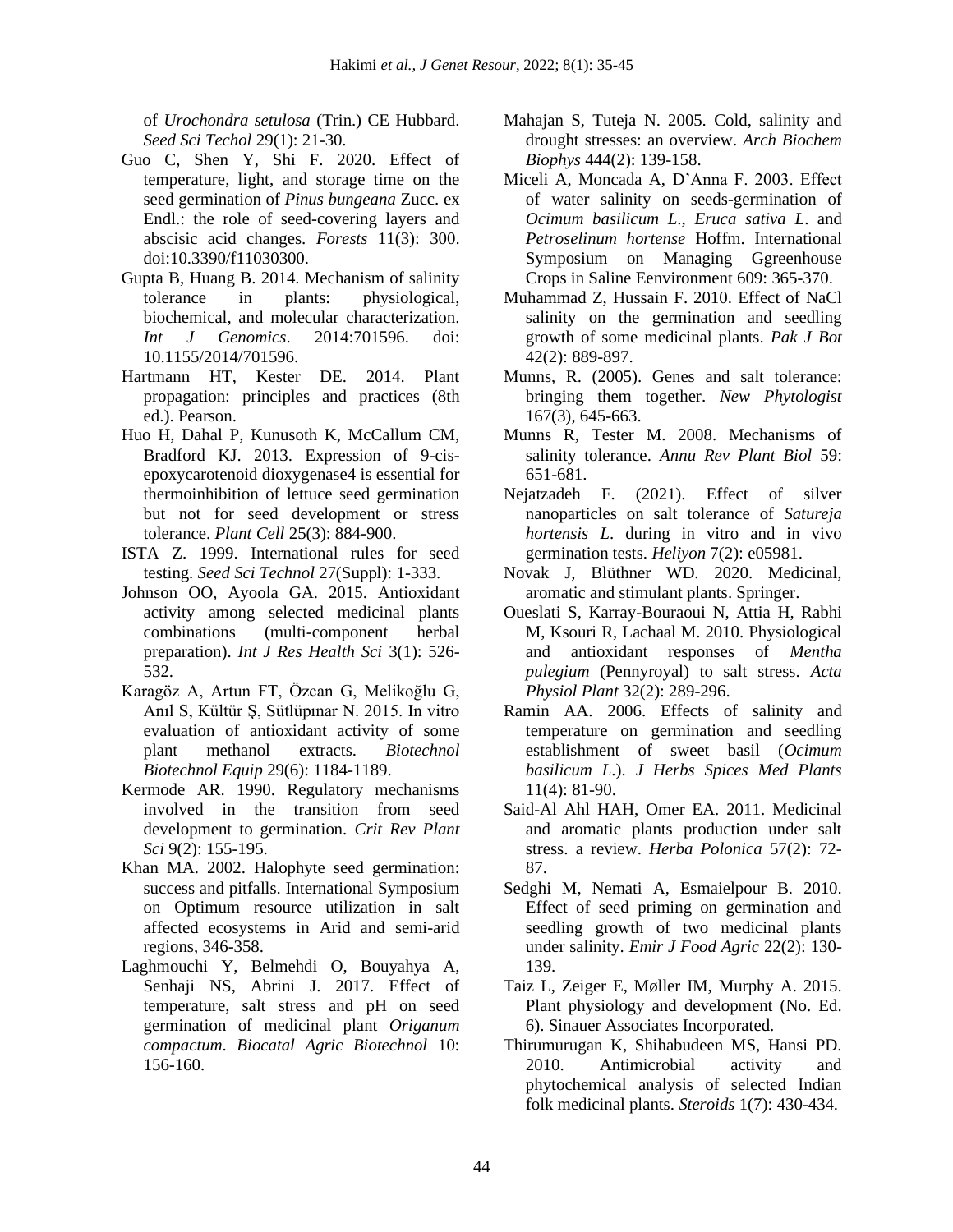of *Urochondra setulosa* (Trin.) CE Hubbard. *Seed Sci Techol* 29(1): 21-30.

Guo C, Shen Y, Shi F. 2020. Effect of temperature, light, and storage time on the seed germination of *Pinus bungeana* Zucc. ex Endl.: the role of seed-covering layers and abscisic acid changes. *Forests* 11(3): 300. doi:10.3390/f11030300.

Gupta B, Huang B. 2014. Mechanism of salinity tolerance in plants: physiological, biochemical, and molecular characterization. *Int J Genomics*. 2014:701596. doi: 10.1155/2014/701596.

Hartmann HT, Kester DE. 2014. Plant propagation: principles and practices (8th ed.). Pearson.

Huo H, Dahal P, Kunusoth K, McCallum CM, Bradford KJ. 2013. Expression of 9-cis-epoxycarotenoid dioxygenase4 is essential for thermoinhibition of lettuce seed germination but not for seed development or stress tolerance. *Plant Cell* 25(3): 884-900.

ISTA Z. 1999. International rules for seed testing. *Seed Sci Technol* 27(Suppl): 1-333.

Johnson OO, Ayoola GA. 2015. Antioxidant activity among selected medicinal plants combinations (multi-component herbal preparation). *Int J Res Health Sci* 3(1): 526-532.

Karagöz A, Artun FT, Özcan G, Melikoğlu G, Anıl S, Kültür Ş, Sütlüpınar N. 2015. In vitro evaluation of antioxidant activity of some plant methanol extracts. *Biotechnol Biotechnol Equip* 29(6): 1184-1189.

Kermode AR. 1990. Regulatory mechanisms involved in the transition from seed development to germination. *Crit Rev Plant Sci* 9(2): 155-195.

Khan MA. 2002. Halophyte seed germination: success and pitfalls. International Symposium on Optimum resource utilization in salt affected ecosystems in Arid and semi-arid regions, 346-358.

Laghmouchi Y, Belmehdi O, Bouyahya A, Senhaji NS, Abrini J. 2017. Effect of temperature, salt stress and pH on seed germination of medicinal plant *Origanum compactum*. *Biocatal Agric Biotechnol* 10: 156-160.

Mahajan S, Tuteja N. 2005. Cold, salinity and drought stresses: an overview. *Arch Biochem Biophys* 444(2): 139-158.

Miceli A, Moncada A, D'Anna F. 2003. Effect of water salinity on seeds-germination of *Ocimum basilicum L*., *Eruca sativa L*. and *Petroselinum hortense* Hoffm. International Symposium on Managing Ggreenhouse Crops in Saline Eenvironment 609: 365-370.

Muhammad Z, Hussain F. 2010. Effect of NaCl salinity on the germination and seedling growth of some medicinal plants. *Pak J Bot* 42(2): 889-897.

Munns, R. (2005). Genes and salt tolerance: bringing them together. *New Phytologist* 167(3), 645-663.

Munns R, Tester M. 2008. Mechanisms of salinity tolerance. *Annu Rev Plant Biol* 59: 651-681.

Nejatzadeh F. (2021). Effect of silver nanoparticles on salt tolerance of *Satureja hortensis L*. during in vitro and in vivo germination tests. *Heliyon* 7(2): e05981.

Novak J, Blüthner WD. 2020. Medicinal, aromatic and stimulant plants. Springer.

Oueslati S, Karray-Bouraoui N, Attia H, Rabhi M, Ksouri R, Lachaal M. 2010. Physiological and antioxidant responses of *Mentha pulegium* (Pennyroyal) to salt stress. *Acta Physiol Plant* 32(2): 289-296.

Ramin AA. 2006. Effects of salinity and temperature on germination and seedling establishment of sweet basil (*Ocimum basilicum L*.). *J Herbs Spices Med Plants* 11(4): 81-90.

Said-Al Ahl HAH, Omer EA. 2011. Medicinal and aromatic plants production under salt stress. a review. *Herba Polonica* 57(2): 72-87.

Sedghi M, Nemati A, Esmaielpour B. 2010. Effect of seed priming on germination and seedling growth of two medicinal plants under salinity. *Emir J Food Agric* 22(2): 130-139.

Taiz L, Zeiger E, Møller IM, Murphy A. 2015. Plant physiology and development (No. Ed. 6). Sinauer Associates Incorporated.

Thirumurugan K, Shihabudeen MS, Hansi PD. 2010. Antimicrobial activity and phytochemical analysis of selected Indian folk medicinal plants. *Steroids* 1(7): 430-434.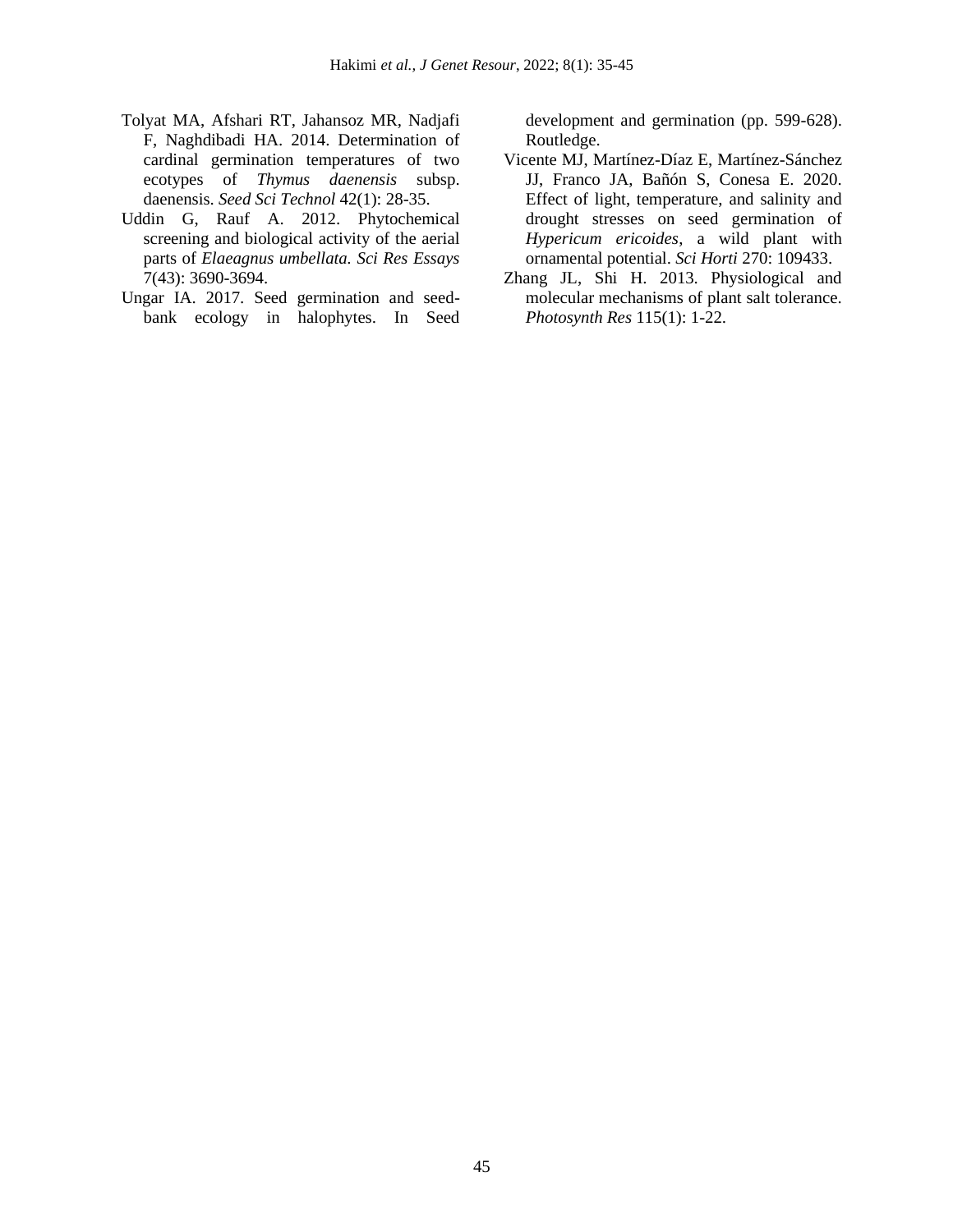Tolyat MA, Afshari RT, Jahansoz MR, Nadjafi F, Naghdibadi HA. 2014. Determination of cardinal germination temperatures of two ecotypes of *Thymus daenensis* subsp. daenensis. *Seed Sci Technol* 42(1): 28-35.

Uddin G, Rauf A. 2012. Phytochemical screening and biological activity of the aerial parts of *Elaeagnus umbellata*. *Sci Res Essays* 7(43): 3690-3694.

Ungar IA. 2017. Seed germination and seed-bank ecology in halophytes. In Seed development and germination (pp. 599-628). Routledge.

Vicente MJ, Martínez-Díaz E, Martínez-Sánchez JJ, Franco JA, Bañón S, Conesa E. 2020. Effect of light, temperature, and salinity and drought stresses on seed germination of *Hypericum ericoides*, a wild plant with ornamental potential. *Sci Horti* 270: 109433.

Zhang JL, Shi H. 2013. Physiological and molecular mechanisms of plant salt tolerance. *Photosynth Res* 115(1): 1-22.